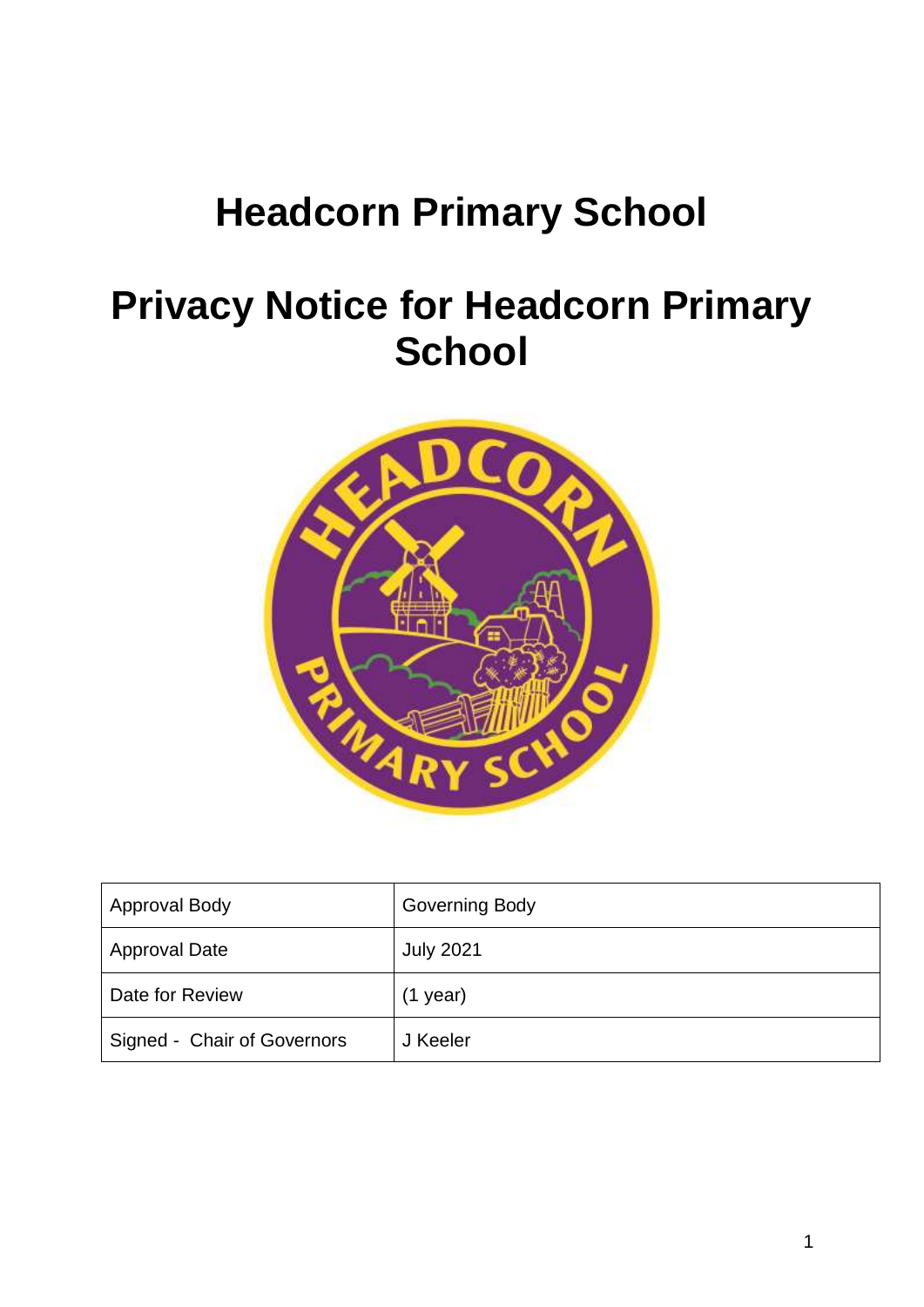# Headcorn Primary School

# Privacy Notice for Headcorn Primary School

| | |
|---|---|
| Approval Body | Governing Body |
| Approval Date | July 2021 |
| Date for Review | (1 year) |
| Signed - Chair of Governors | J Keeler |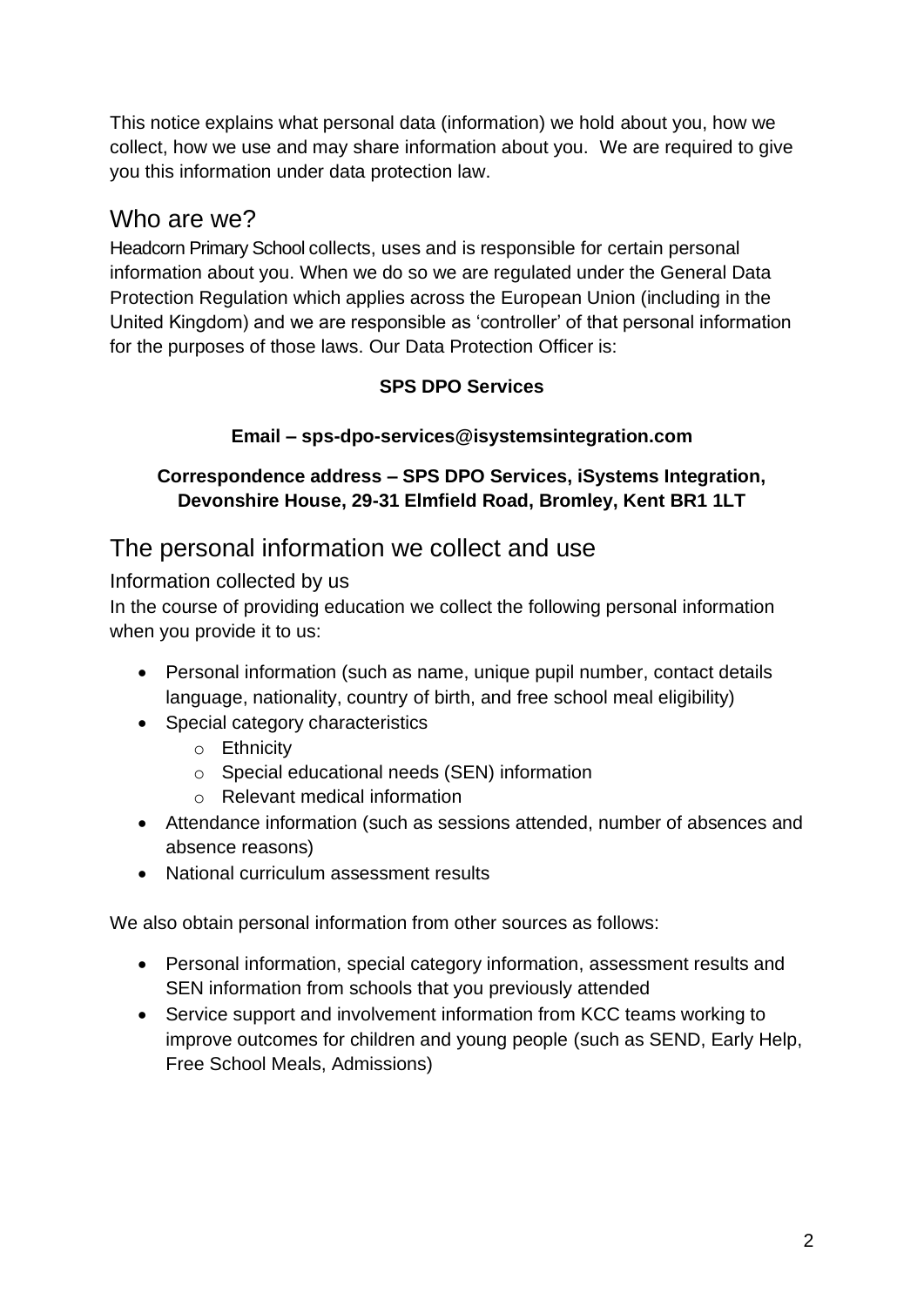This notice explains what personal data (information) we hold about you, how we collect, how we use and may share information about you. We are required to give you this information under data protection law.

## Who are we?

Headcorn Primary School collects, uses and is responsible for certain personal information about you. When we do so we are regulated under the General Data Protection Regulation which applies across the European Union (including in the United Kingdom) and we are responsible as 'controller' of that personal information for the purposes of those laws. Our Data Protection Officer is:

**SPS DPO Services**

**Email – sps-dpo-services@isystemsintegration.com**

**Correspondence address – SPS DPO Services, iSystems Integration, Devonshire House, 29-31 Elmfield Road, Bromley, Kent BR1 1LT**

## The personal information we collect and use

### Information collected by us

In the course of providing education we collect the following personal information when you provide it to us:

- Personal information (such as name, unique pupil number, contact details language, nationality, country of birth, and free school meal eligibility)
- Special category characteristics
  - Ethnicity
  - Special educational needs (SEN) information
  - Relevant medical information
- Attendance information (such as sessions attended, number of absences and absence reasons)
- National curriculum assessment results

We also obtain personal information from other sources as follows:

- Personal information, special category information, assessment results and SEN information from schools that you previously attended
- Service support and involvement information from KCC teams working to improve outcomes for children and young people (such as SEND, Early Help, Free School Meals, Admissions)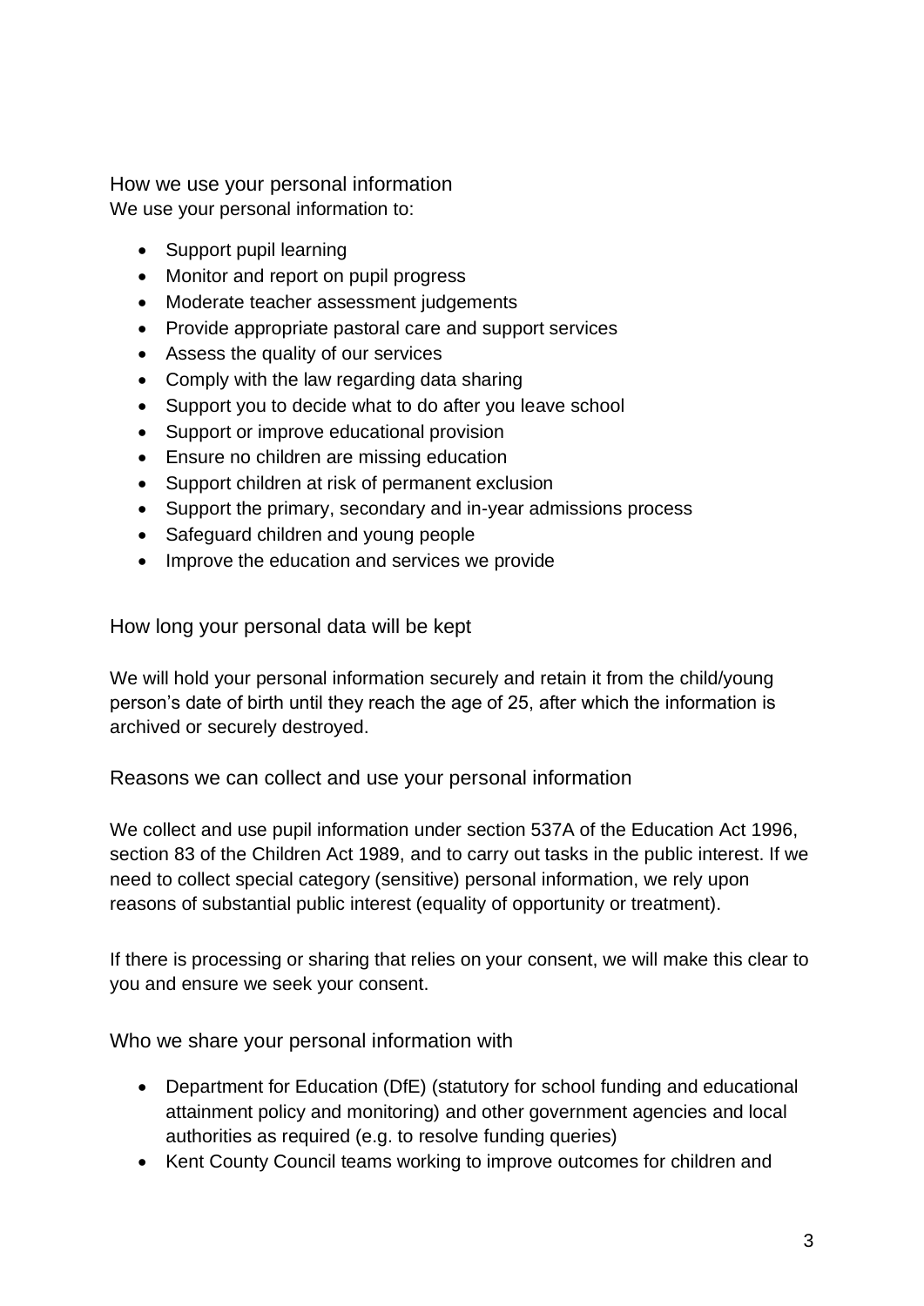## How we use your personal information

We use your personal information to:

- Support pupil learning
- Monitor and report on pupil progress
- Moderate teacher assessment judgements
- Provide appropriate pastoral care and support services
- Assess the quality of our services
- Comply with the law regarding data sharing
- Support you to decide what to do after you leave school
- Support or improve educational provision
- Ensure no children are missing education
- Support children at risk of permanent exclusion
- Support the primary, secondary and in-year admissions process
- Safeguard children and young people
- Improve the education and services we provide

## How long your personal data will be kept

We will hold your personal information securely and retain it from the child/young person's date of birth until they reach the age of 25, after which the information is archived or securely destroyed.

## Reasons we can collect and use your personal information

We collect and use pupil information under section 537A of the Education Act 1996, section 83 of the Children Act 1989, and to carry out tasks in the public interest. If we need to collect special category (sensitive) personal information, we rely upon reasons of substantial public interest (equality of opportunity or treatment).

If there is processing or sharing that relies on your consent, we will make this clear to you and ensure we seek your consent.

## Who we share your personal information with

- Department for Education (DfE) (statutory for school funding and educational attainment policy and monitoring) and other government agencies and local authorities as required (e.g. to resolve funding queries)
- Kent County Council teams working to improve outcomes for children and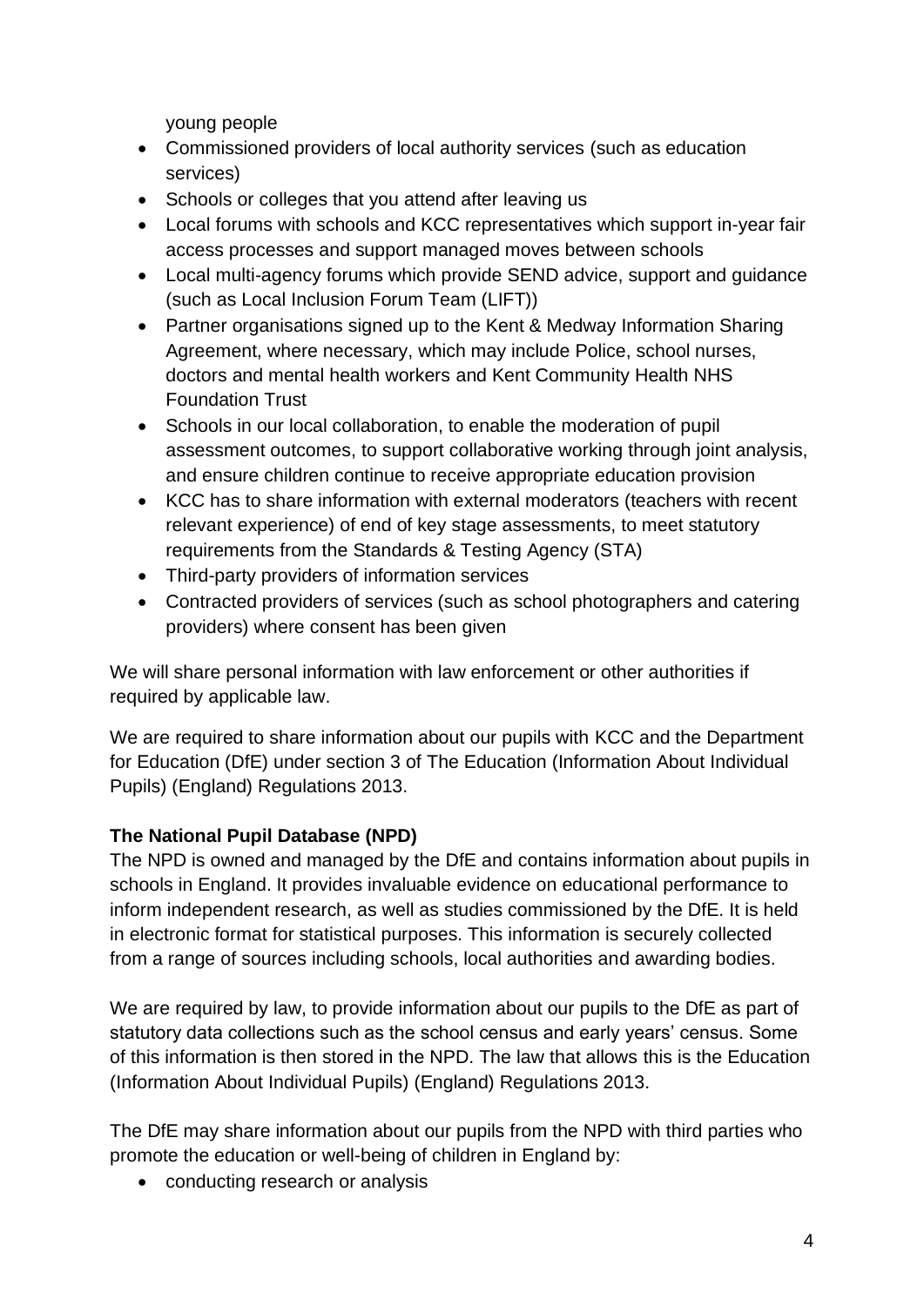young people

- Commissioned providers of local authority services (such as education services)
- Schools or colleges that you attend after leaving us
- Local forums with schools and KCC representatives which support in-year fair access processes and support managed moves between schools
- Local multi-agency forums which provide SEND advice, support and guidance (such as Local Inclusion Forum Team (LIFT))
- Partner organisations signed up to the Kent & Medway Information Sharing Agreement, where necessary, which may include Police, school nurses, doctors and mental health workers and Kent Community Health NHS Foundation Trust
- Schools in our local collaboration, to enable the moderation of pupil assessment outcomes, to support collaborative working through joint analysis, and ensure children continue to receive appropriate education provision
- KCC has to share information with external moderators (teachers with recent relevant experience) of end of key stage assessments, to meet statutory requirements from the Standards & Testing Agency (STA)
- Third-party providers of information services
- Contracted providers of services (such as school photographers and catering providers) where consent has been given

We will share personal information with law enforcement or other authorities if required by applicable law.

We are required to share information about our pupils with KCC and the Department for Education (DfE) under section 3 of The Education (Information About Individual Pupils) (England) Regulations 2013.

**The National Pupil Database (NPD)**

The NPD is owned and managed by the DfE and contains information about pupils in schools in England. It provides invaluable evidence on educational performance to inform independent research, as well as studies commissioned by the DfE. It is held in electronic format for statistical purposes. This information is securely collected from a range of sources including schools, local authorities and awarding bodies.

We are required by law, to provide information about our pupils to the DfE as part of statutory data collections such as the school census and early years' census. Some of this information is then stored in the NPD. The law that allows this is the Education (Information About Individual Pupils) (England) Regulations 2013.

The DfE may share information about our pupils from the NPD with third parties who promote the education or well-being of children in England by:

- conducting research or analysis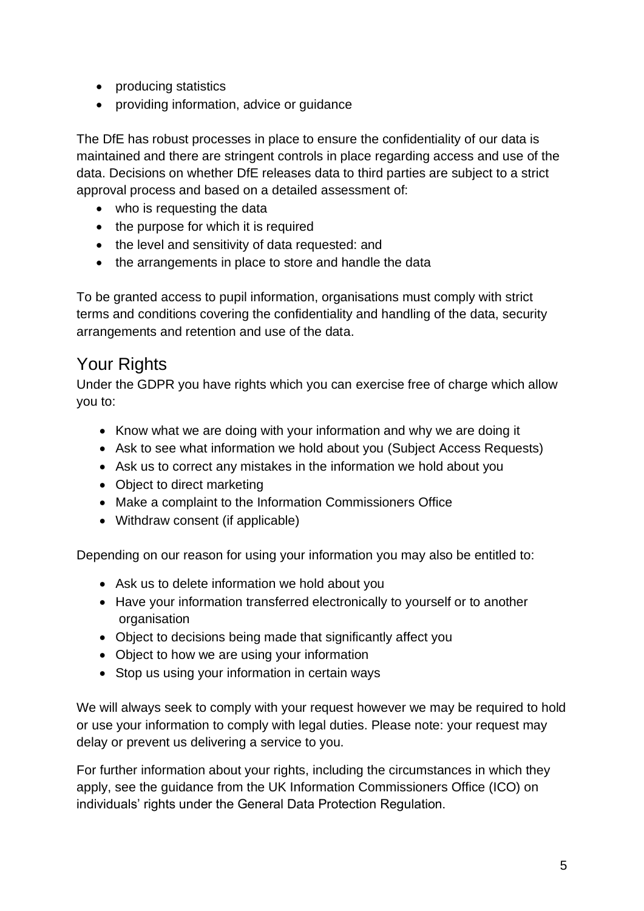- producing statistics
- providing information, advice or guidance

The DfE has robust processes in place to ensure the confidentiality of our data is maintained and there are stringent controls in place regarding access and use of the data. Decisions on whether DfE releases data to third parties are subject to a strict approval process and based on a detailed assessment of:

- who is requesting the data
- the purpose for which it is required
- the level and sensitivity of data requested: and
- the arrangements in place to store and handle the data

To be granted access to pupil information, organisations must comply with strict terms and conditions covering the confidentiality and handling of the data, security arrangements and retention and use of the data.

## Your Rights

Under the GDPR you have rights which you can exercise free of charge which allow you to:

- Know what we are doing with your information and why we are doing it
- Ask to see what information we hold about you (Subject Access Requests)
- Ask us to correct any mistakes in the information we hold about you
- Object to direct marketing
- Make a complaint to the Information Commissioners Office
- Withdraw consent (if applicable)

Depending on our reason for using your information you may also be entitled to:

- Ask us to delete information we hold about you
- Have your information transferred electronically to yourself or to another organisation
- Object to decisions being made that significantly affect you
- Object to how we are using your information
- Stop us using your information in certain ways

We will always seek to comply with your request however we may be required to hold or use your information to comply with legal duties. Please note: your request may delay or prevent us delivering a service to you.

For further information about your rights, including the circumstances in which they apply, see the guidance from the UK Information Commissioners Office (ICO) on individuals' rights under the General Data Protection Regulation.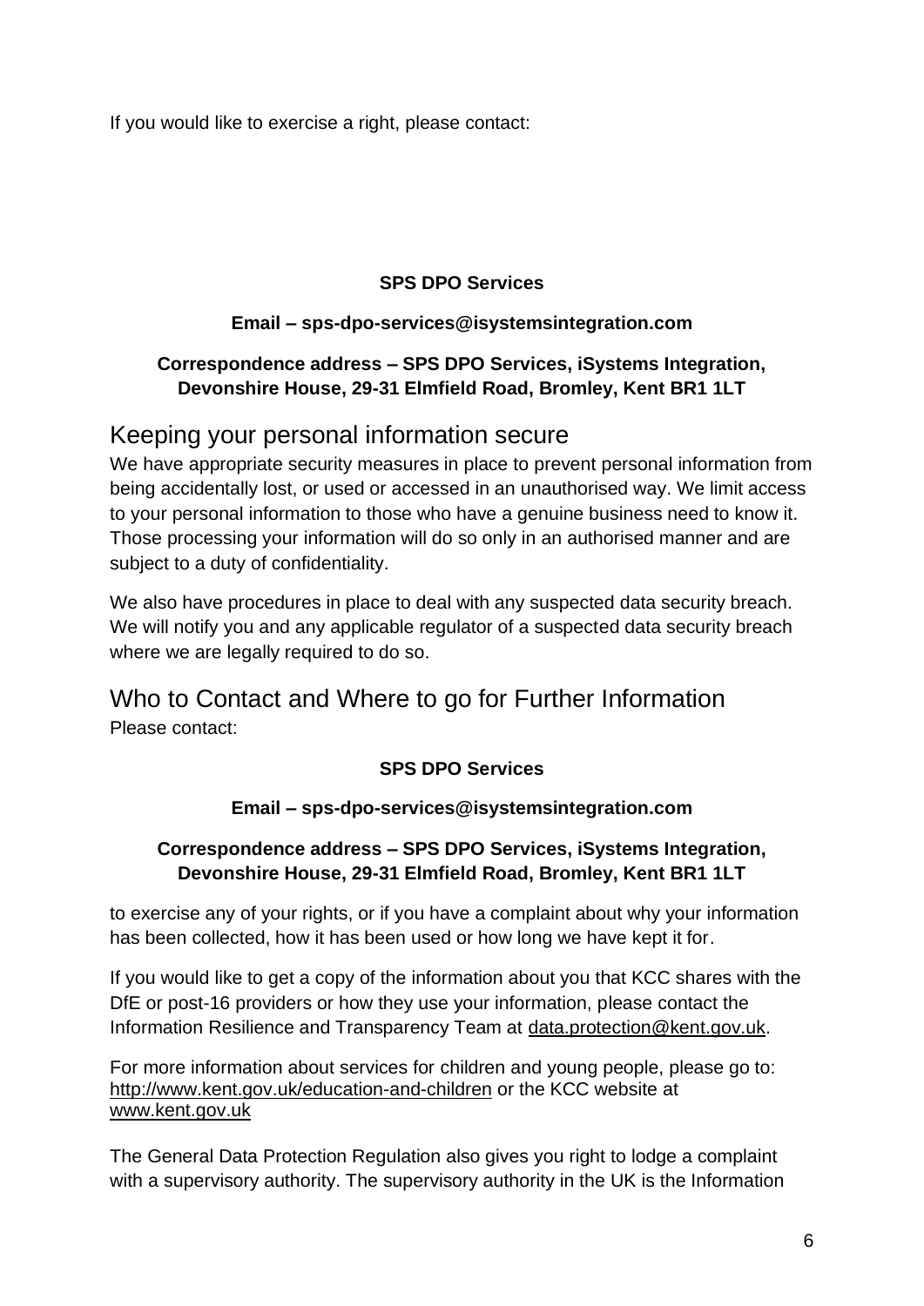If you would like to exercise a right, please contact:

**SPS DPO Services**

**Email – sps-dpo-services@isystemsintegration.com**

**Correspondence address – SPS DPO Services, iSystems Integration, Devonshire House, 29-31 Elmfield Road, Bromley, Kent BR1 1LT**

## Keeping your personal information secure

We have appropriate security measures in place to prevent personal information from being accidentally lost, or used or accessed in an unauthorised way. We limit access to your personal information to those who have a genuine business need to know it. Those processing your information will do so only in an authorised manner and are subject to a duty of confidentiality.

We also have procedures in place to deal with any suspected data security breach. We will notify you and any applicable regulator of a suspected data security breach where we are legally required to do so.

## Who to Contact and Where to go for Further Information

Please contact:

**SPS DPO Services**

**Email – sps-dpo-services@isystemsintegration.com**

**Correspondence address – SPS DPO Services, iSystems Integration, Devonshire House, 29-31 Elmfield Road, Bromley, Kent BR1 1LT**

to exercise any of your rights, or if you have a complaint about why your information has been collected, how it has been used or how long we have kept it for.

If you would like to get a copy of the information about you that KCC shares with the DfE or post-16 providers or how they use your information, please contact the Information Resilience and Transparency Team at data.protection@kent.gov.uk.

For more information about services for children and young people, please go to: http://www.kent.gov.uk/education-and-children or the KCC website at www.kent.gov.uk

The General Data Protection Regulation also gives you right to lodge a complaint with a supervisory authority. The supervisory authority in the UK is the Information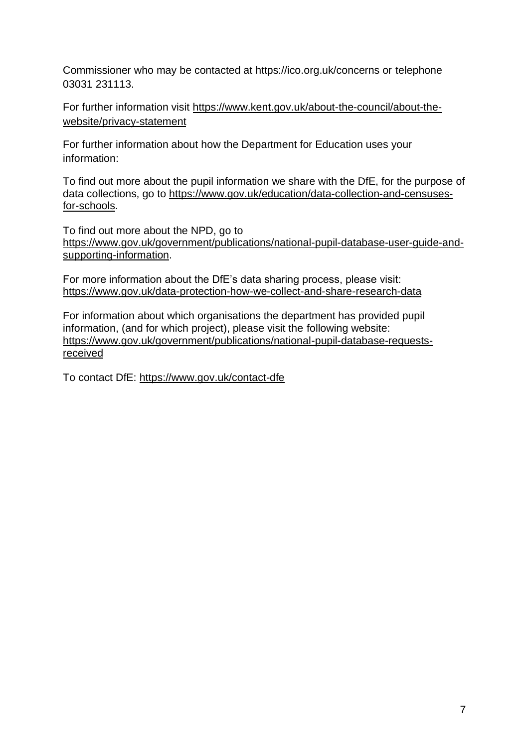Commissioner who may be contacted at https://ico.org.uk/concerns or telephone 03031 231113.

For further information visit [https://www.kent.gov.uk/about-the-council/about-the-website/privacy-statement](https://www.kent.gov.uk/about-the-council/about-the-website/privacy-statement)

For further information about how the Department for Education uses your information:

To find out more about the pupil information we share with the DfE, for the purpose of data collections, go to [https://www.gov.uk/education/data-collection-and-censuses-for-schools](https://www.gov.uk/education/data-collection-and-censuses-for-schools).

To find out more about the NPD, go to [https://www.gov.uk/government/publications/national-pupil-database-user-guide-and-supporting-information](https://www.gov.uk/government/publications/national-pupil-database-user-guide-and-supporting-information).

For more information about the DfE's data sharing process, please visit: [https://www.gov.uk/data-protection-how-we-collect-and-share-research-data](https://www.gov.uk/data-protection-how-we-collect-and-share-research-data)

For information about which organisations the department has provided pupil information, (and for which project), please visit the following website: [https://www.gov.uk/government/publications/national-pupil-database-requests-received](https://www.gov.uk/government/publications/national-pupil-database-requests-received)

To contact DfE: [https://www.gov.uk/contact-dfe](https://www.gov.uk/contact-dfe)